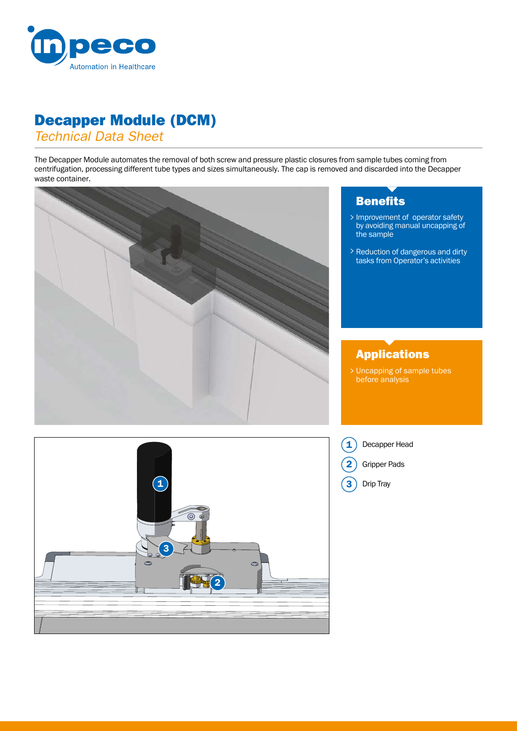# Decapper Module (DCM)

*Technical Data Sheet*

The Decapper Module automates the removal of both screw and pressure plastic closures from sample tubes coming from centrifugation, processing different tube types and sizes simultaneously. The cap is removed and discarded into the Decapper waste container.

## Benefits

- Improvement of operator safety by avoiding manual uncapping of the sample
- Reduction of dangerous and dirty tasks from Operator's activities

## Applications

- Uncapping of sample tubes before analysis

1. Decapper Head
2. Gripper Pads
3. Drip Tray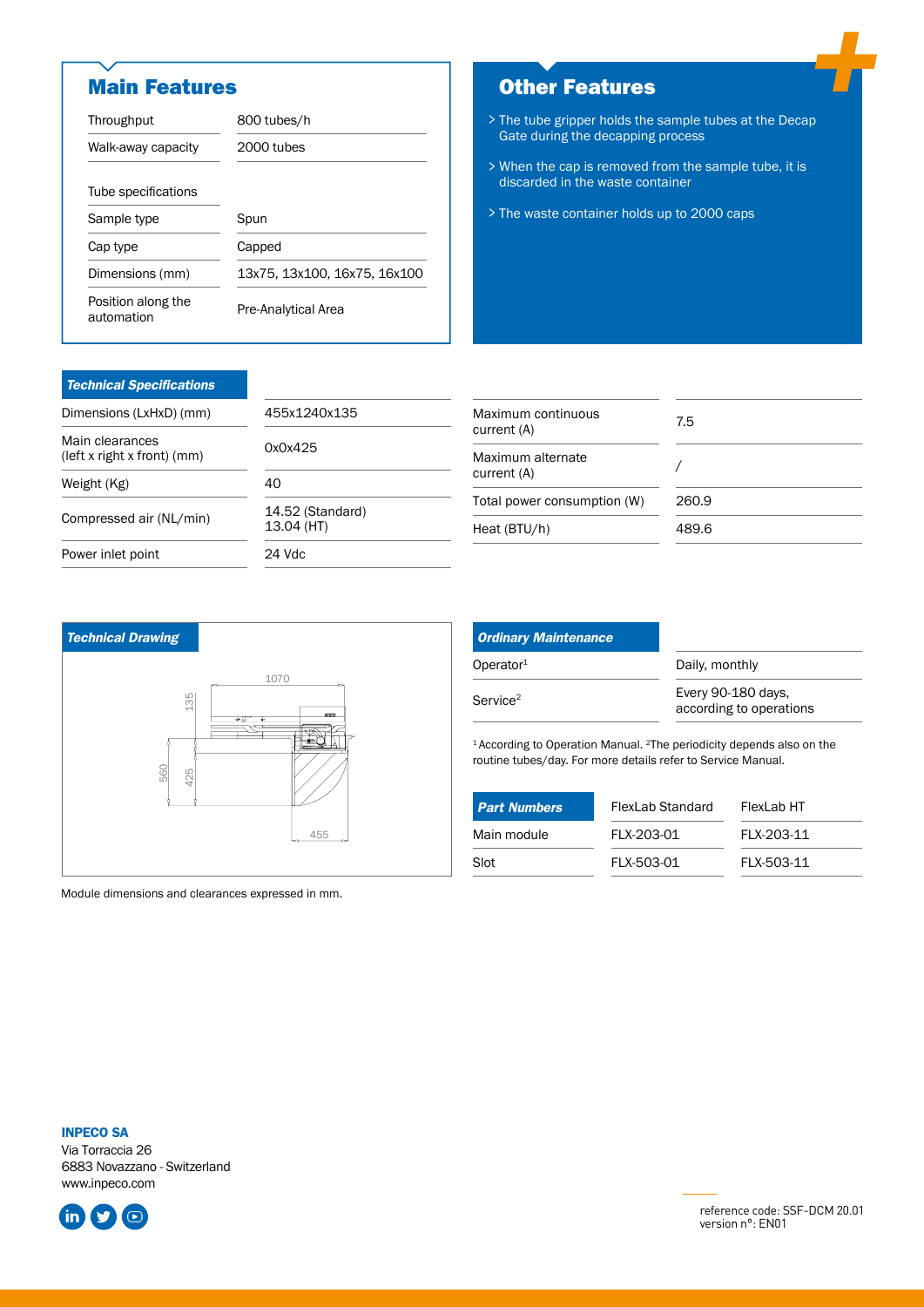## Main Features

| | |
|---|---|
| Throughput | 800 tubes/h |
| Walk-away capacity | 2000 tubes |
| Tube specifications | |
| Sample type | Spun |
| Cap type | Capped |
| Dimensions (mm) | 13x75, 13x100, 16x75, 16x100 |
| Position along the automation | Pre-Analytical Area |

## Other Features

- The tube gripper holds the sample tubes at the Decap Gate during the decapping process
- When the cap is removed from the sample tube, it is discarded in the waste container
- The waste container holds up to 2000 caps

### *Technical Specifications*

| | |
|---|---|
| Dimensions (LxHxD) (mm) | 455x1240x135 |
| Main clearances (left x right x front) (mm) | 0x0x425 |
| Weight (Kg) | 40 |
| Compressed air (NL/min) | 14.52 (Standard) 13.04 (HT) |
| Power inlet point | 24 Vdc |
| Maximum continuous current (A) | 7.5 |
| Maximum alternate current (A) | / |
| Total power consumption (W) | 260.9 |
| Heat (BTU/h) | 489.6 |

### *Technical Drawing*

1070
135
560
425
455

Module dimensions and clearances expressed in mm.

### *Ordinary Maintenance*

| | |
|---|---|
| Operator[1] | Daily, monthly |
| Service[2] | Every 90-180 days, according to operations |

[1] According to Operation Manual. [2] The periodicity depends also on the routine tubes/day. For more details refer to Service Manual.

| *Part Numbers* | FlexLab Standard | FlexLab HT |
|---|---|---|
| Main module | FLX-203-01 | FLX-203-11 |
| Slot | FLX-503-01 | FLX-503-11 |

**INPECO SA**
Via Torraccia 26
6883 Novazzano - Switzerland
www.inpeco.com

reference code: SSF-DCM 20.01
version n°: EN01